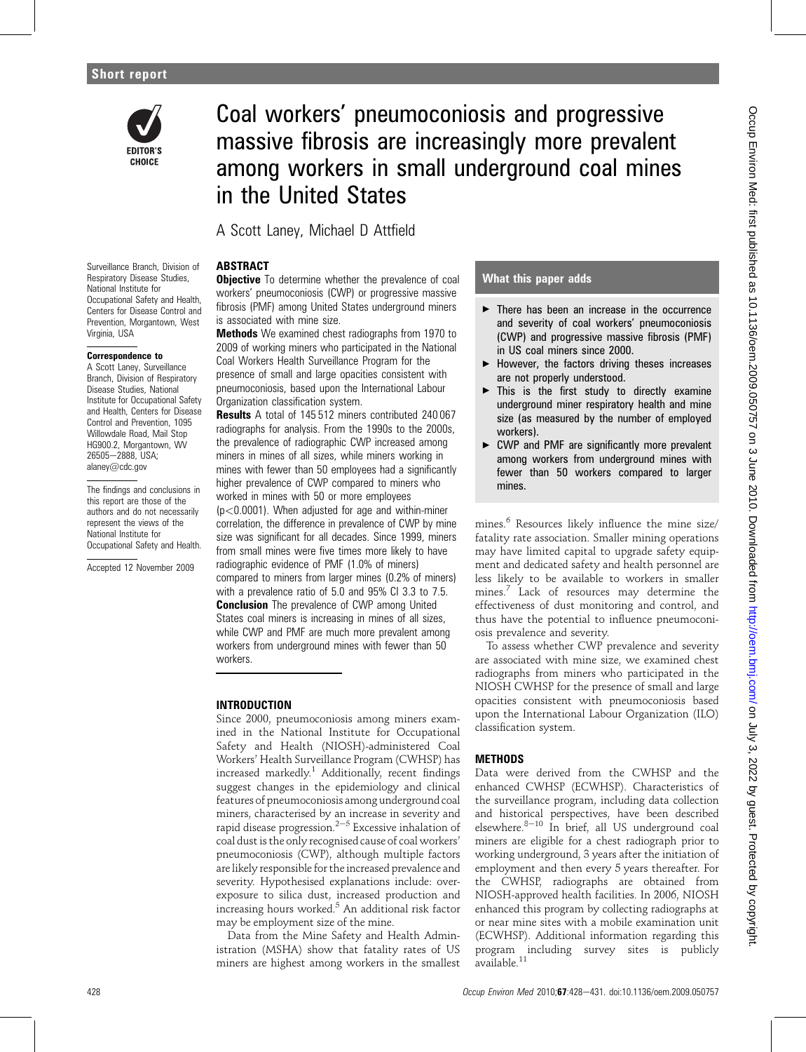Short report

# Coal workers' pneumoconiosis and progressive massive fibrosis are increasingly more prevalent among workers in small underground coal mines in the United States

A Scott Laney, Michael D Attfield

Surveillance Branch, Division of Respiratory Disease Studies, National Institute for Occupational Safety and Health, Centers for Disease Control and Prevention, Morgantown, West Virginia, USA

**Correspondence to**
A Scott Laney, Surveillance Branch, Division of Respiratory Disease Studies, National Institute for Occupational Safety and Health, Centers for Disease Control and Prevention, 1095 Willowdale Road, Mail Stop HG900.2, Morgantown, WV 26505–2888, USA; alaney@cdc.gov

The findings and conclusions in this report are those of the authors and do not necessarily represent the views of the National Institute for Occupational Safety and Health.

Accepted 12 November 2009

## ABSTRACT

**Objective** To determine whether the prevalence of coal workers' pneumoconiosis (CWP) or progressive massive fibrosis (PMF) among United States underground miners is associated with mine size.

**Methods** We examined chest radiographs from 1970 to 2009 of working miners who participated in the National Coal Workers Health Surveillance Program for the presence of small and large opacities consistent with pneumoconiosis, based upon the International Labour Organization classification system.

**Results** A total of 145 512 miners contributed 240 067 radiographs for analysis. From the 1990s to the 2000s, the prevalence of radiographic CWP increased among miners in mines of all sizes, while miners working in mines with fewer than 50 employees had a significantly higher prevalence of CWP compared to miners who worked in mines with 50 or more employees ($p<0.0001$). When adjusted for age and within-miner correlation, the difference in prevalence of CWP by mine size was significant for all decades. Since 1999, miners from small mines were five times more likely to have radiographic evidence of PMF (1.0% of miners) compared to miners from larger mines (0.2% of miners) with a prevalence ratio of 5.0 and 95% CI 3.3 to 7.5.

**Conclusion** The prevalence of CWP among United States coal miners is increasing in mines of all sizes, while CWP and PMF are much more prevalent among workers from underground mines with fewer than 50 workers.

### What this paper adds

- There has been an increase in the occurrence and severity of coal workers' pneumoconiosis (CWP) and progressive massive fibrosis (PMF) in US coal miners since 2000.
- However, the factors driving theses increases are not properly understood.
- This is the first study to directly examine underground miner respiratory health and mine size (as measured by the number of employed workers).
- CWP and PMF are significantly more prevalent among workers from underground mines with fewer than 50 workers compared to larger mines.

## INTRODUCTION

Since 2000, pneumoconiosis among miners examined in the National Institute for Occupational Safety and Health (NIOSH)-administered Coal Workers' Health Surveillance Program (CWHSP) has increased markedly.[1] Additionally, recent findings suggest changes in the epidemiology and clinical features of pneumoconiosis among underground coal miners, characterised by an increase in severity and rapid disease progression.[2–5] Excessive inhalation of coal dust is the only recognised cause of coal workers' pneumoconiosis (CWP), although multiple factors are likely responsible for the increased prevalence and severity. Hypothesised explanations include: overexposure to silica dust, increased production and increasing hours worked.[5] An additional risk factor may be employment size of the mine.

Data from the Mine Safety and Health Administration (MSHA) show that fatality rates of US miners are highest among workers in the smallest mines.[6] Resources likely influence the mine size/fatality rate association. Smaller mining operations may have limited capital to upgrade safety equipment and dedicated safety and health personnel are less likely to be available to workers in smaller mines.[7] Lack of resources may determine the effectiveness of dust monitoring and control, and thus have the potential to influence pneumoconiosis prevalence and severity.

To assess whether CWP prevalence and severity are associated with mine size, we examined chest radiographs from miners who participated in the NIOSH CWHSP for the presence of small and large opacities consistent with pneumoconiosis based upon the International Labour Organization (ILO) classification system.

## METHODS

Data were derived from the CWHSP and the enhanced CWHSP (ECWHSP). Characteristics of the surveillance program, including data collection and historical perspectives, have been described elsewhere.[8–10] In brief, all US underground coal miners are eligible for a chest radiograph prior to working underground, 3 years after the initiation of employment and then every 5 years thereafter. For the CWHSP, radiographs are obtained from NIOSH-approved health facilities. In 2006, NIOSH enhanced this program by collecting radiographs at or near mine sites with a mobile examination unit (ECWHSP). Additional information regarding this program including survey sites is publicly available.[11]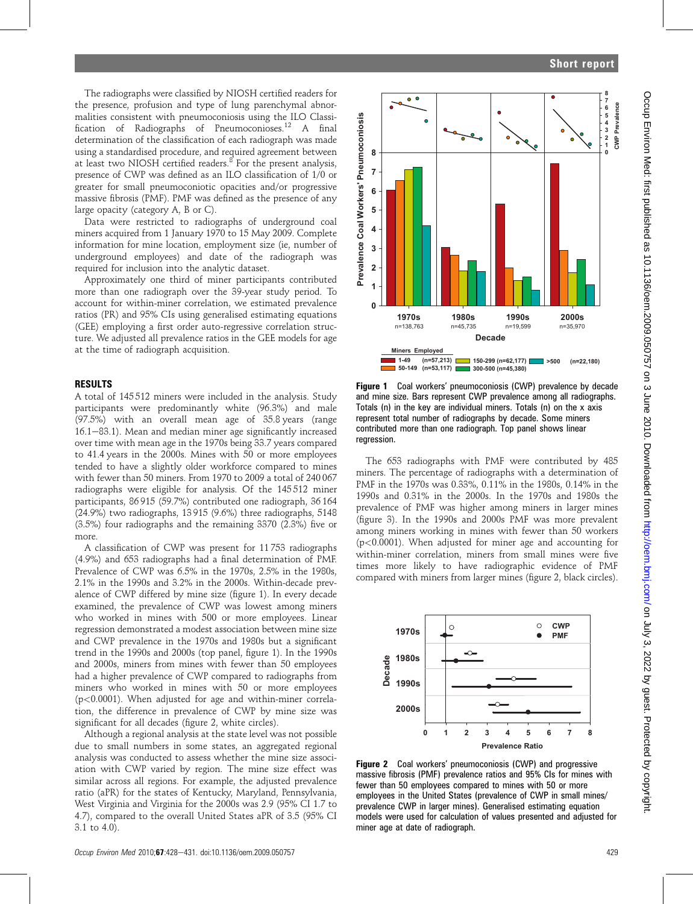The radiographs were classified by NIOSH certified readers for the presence, profusion and type of lung parenchymal abnormalities consistent with pneumoconiosis using the ILO Classification of Radiographs of Pneumoconioses.[12] A final determination of the classification of each radiograph was made using a standardised procedure, and required agreement between at least two NIOSH certified readers.[8] For the present analysis, presence of CWP was defined as an ILO classification of 1/0 or greater for small pneumoconiotic opacities and/or progressive massive fibrosis (PMF). PMF was defined as the presence of any large opacity (category A, B or C).

Data were restricted to radiographs of underground coal miners acquired from 1 January 1970 to 15 May 2009. Complete information for mine location, employment size (ie, number of underground employees) and date of the radiograph was required for inclusion into the analytic dataset.

Approximately one third of miner participants contributed more than one radiograph over the 39-year study period. To account for within-miner correlation, we estimated prevalence ratios (PR) and 95% CIs using generalised estimating equations (GEE) employing a first order auto-regressive correlation structure. We adjusted all prevalence ratios in the GEE models for age at the time of radiograph acquisition.

## RESULTS

A total of 145 512 miners were included in the analysis. Study participants were predominantly white (96.3%) and male (97.5%) with an overall mean age of 35.8 years (range 16.1–83.1). Mean and median miner age significantly increased over time with mean age in the 1970s being 33.7 years compared to 41.4 years in the 2000s. Mines with 50 or more employees tended to have a slightly older workforce compared to mines with fewer than 50 employees. From 1970 to 2009 a total of 240 067 radiographs were eligible for analysis. Of the 145 512 miner participants, 86 915 (59.7%) contributed one radiograph, 36 164 (24.9%) two radiographs, 13 915 (9.6%) three radiographs, 5148 (3.5%) four radiographs and the remaining 3370 (2.3%) five or more.

A classification of CWP was present for 11 753 radiographs (4.9%) and 653 radiographs had a final determination of PMF. Prevalence of CWP was 6.5% in the 1970s, 2.5% in the 1980s, 2.1% in the 1990s and 3.2% in the 2000s. Within-decade prevalence of CWP differed by mine size (figure 1). In every decade examined, the prevalence of CWP was lowest among miners who worked in mines with 500 or more employees. Linear regression demonstrated a modest association between mine size and CWP prevalence in the 1970s and 1980s but a significant trend in the 1990s and 2000s (top panel, figure 1). In the 1990s and 2000s, miners from mines with fewer than 50 employees had a higher prevalence of CWP compared to radiographs from miners who worked in mines with 50 or more employees ($p<0.0001$). When adjusted for age and within-miner correlation, the difference in prevalence of CWP by mine size was significant for all decades (figure 2, white circles).

Although a regional analysis at the state level was not possible due to small numbers in some states, an aggregated regional analysis was conducted to assess whether the mine size association with CWP varied by region. The mine size effect was similar across all regions. For example, the adjusted prevalence ratio (aPR) for the states of Kentucky, Maryland, Pennsylvania, West Virginia and Virginia for the 2000s was 2.9 (95% CI 1.7 to 4.7), compared to the overall United States aPR of 3.5 (95% CI 3.1 to 4.0).

**Figure 1** Coal workers' pneumoconiosis (CWP) prevalence by decade and mine size. Bars represent CWP prevalence among all radiographs. Totals (n) in the key are individual miners. Totals (n) on the x axis represent total number of radiographs by decade. Some miners contributed more than one radiograph. Top panel shows linear regression.

The 653 radiographs with PMF were contributed by 485 miners. The percentage of radiographs with a determination of PMF in the 1970s was 0.33%, 0.11% in the 1980s, 0.14% in the 1990s and 0.31% in the 2000s. In the 1970s and 1980s the prevalence of PMF was higher among miners in larger mines (figure 3). In the 1990s and 2000s PMF was more prevalent among miners working in mines with fewer than 50 workers ($p<0.0001$). When adjusted for miner age and accounting for within-miner correlation, miners from small mines were five times more likely to have radiographic evidence of PMF compared with miners from larger mines (figure 2, black circles).

**Figure 2** Coal workers' pneumoconiosis (CWP) and progressive massive fibrosis (PMF) prevalence ratios and 95% CIs for mines with fewer than 50 employees compared to mines with 50 or more employees in the United States (prevalence of CWP in small mines/prevalence CWP in larger mines). Generalised estimating equation models were used for calculation of values presented and adjusted for miner age at date of radiograph.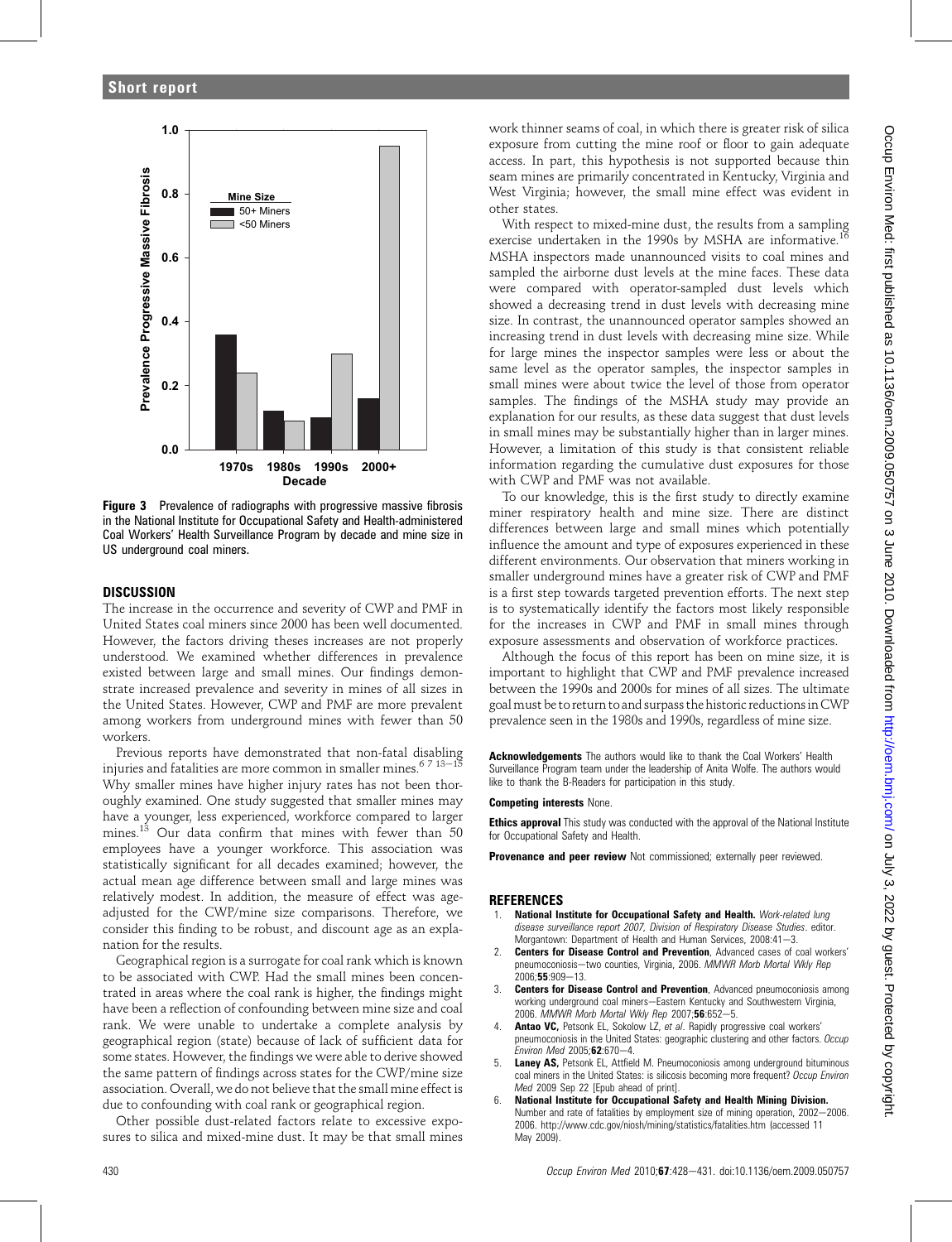Figure 3 Prevalence of radiographs with progressive massive fibrosis in the National Institute for Occupational Safety and Health-administered Coal Workers' Health Surveillance Program by decade and mine size in US underground coal miners.

## DISCUSSION

The increase in the occurrence and severity of CWP and PMF in United States coal miners since 2000 has been well documented. However, the factors driving theses increases are not properly understood. We examined whether differences in prevalence existed between large and small mines. Our findings demonstrate increased prevalence and severity in mines of all sizes in the United States. However, CWP and PMF are more prevalent among workers from underground mines with fewer than 50 workers.

Previous reports have demonstrated that non-fatal disabling injuries and fatalities are more common in smaller mines.[6 7 13–15] Why smaller mines have higher injury rates has not been thoroughly examined. One study suggested that smaller mines may have a younger, less experienced, workforce compared to larger mines.[13] Our data confirm that mines with fewer than 50 employees have a younger workforce. This association was statistically significant for all decades examined; however, the actual mean age difference between small and large mines was relatively modest. In addition, the measure of effect was age-adjusted for the CWP/mine size comparisons. Therefore, we consider this finding to be robust, and discount age as an explanation for the results.

Geographical region is a surrogate for coal rank which is known to be associated with CWP. Had the small mines been concentrated in areas where the coal rank is higher, the findings might have been a reflection of confounding between mine size and coal rank. We were unable to undertake a complete analysis by geographical region (state) because of lack of sufficient data for some states. However, the findings we were able to derive showed the same pattern of findings across states for the CWP/mine size association. Overall, we do not believe that the small mine effect is due to confounding with coal rank or geographical region.

Other possible dust-related factors relate to excessive exposures to silica and mixed-mine dust. It may be that small mines work thinner seams of coal, in which there is greater risk of silica exposure from cutting the mine roof or floor to gain adequate access. In part, this hypothesis is not supported because thin seam mines are primarily concentrated in Kentucky, Virginia and West Virginia; however, the small mine effect was evident in other states.

With respect to mixed-mine dust, the results from a sampling exercise undertaken in the 1990s by MSHA are informative.[16] MSHA inspectors made unannounced visits to coal mines and sampled the airborne dust levels at the mine faces. These data were compared with operator-sampled dust levels which showed a decreasing trend in dust levels with decreasing mine size. In contrast, the unannounced operator samples showed an increasing trend in dust levels with decreasing mine size. While for large mines the inspector samples were less or about the same level as the operator samples, the inspector samples in small mines were about twice the level of those from operator samples. The findings of the MSHA study may provide an explanation for our results, as these data suggest that dust levels in small mines may be substantially higher than in larger mines. However, a limitation of this study is that consistent reliable information regarding the cumulative dust exposures for those with CWP and PMF was not available.

To our knowledge, this is the first study to directly examine miner respiratory health and mine size. There are distinct differences between large and small mines which potentially influence the amount and type of exposures experienced in these different environments. Our observation that miners working in smaller underground mines have a greater risk of CWP and PMF is a first step towards targeted prevention efforts. The next step is to systematically identify the factors most likely responsible for the increases in CWP and PMF in small mines through exposure assessments and observation of workforce practices.

Although the focus of this report has been on mine size, it is important to highlight that CWP and PMF prevalence increased between the 1990s and 2000s for mines of all sizes. The ultimate goal must be to return to and surpass the historic reductions in CWP prevalence seen in the 1980s and 1990s, regardless of mine size.

**Acknowledgements** The authors would like to thank the Coal Workers' Health Surveillance Program team under the leadership of Anita Wolfe. The authors would like to thank the B-Readers for participation in this study.

**Competing interests** None.

**Ethics approval** This study was conducted with the approval of the National Institute for Occupational Safety and Health.

**Provenance and peer review** Not commissioned; externally peer reviewed.

## REFERENCES

1. **National Institute for Occupational Safety and Health.** *Work-related lung disease surveillance report 2007, Division of Respiratory Disease Studies*. editor. Morgantown: Department of Health and Human Services, 2008:41–3.
2. **Centers for Disease Control and Prevention**, Advanced cases of coal workers' pneumoconiosis—two counties, Virginia, 2006. *MMWR Morb Mortal Wkly Rep* 2006;**55**:909–13.
3. **Centers for Disease Control and Prevention**, Advanced pneumoconiosis among working underground coal miners—Eastern Kentucky and Southwestern Virginia, 2006. *MMWR Morb Mortal Wkly Rep* 2007;**56**:652–5.
4. **Antao VC,** Petsonk EL, Sokolow LZ, *et al*. Rapidly progressive coal workers' pneumoconiosis in the United States: geographic clustering and other factors. *Occup Environ Med* 2005;**62**:670–4.
5. **Laney AS,** Petsonk EL, Attfield M. Pneumoconiosis among underground bituminous coal miners in the United States: is silicosis becoming more frequent? *Occup Environ Med* 2009 Sep 22 [Epub ahead of print].
6. **National Institute for Occupational Safety and Health Mining Division.** Number and rate of fatalities by employment size of mining operation, 2002–2006. 2006. http://www.cdc.gov/niosh/mining/statistics/fatalities.htm (accessed 11 May 2009).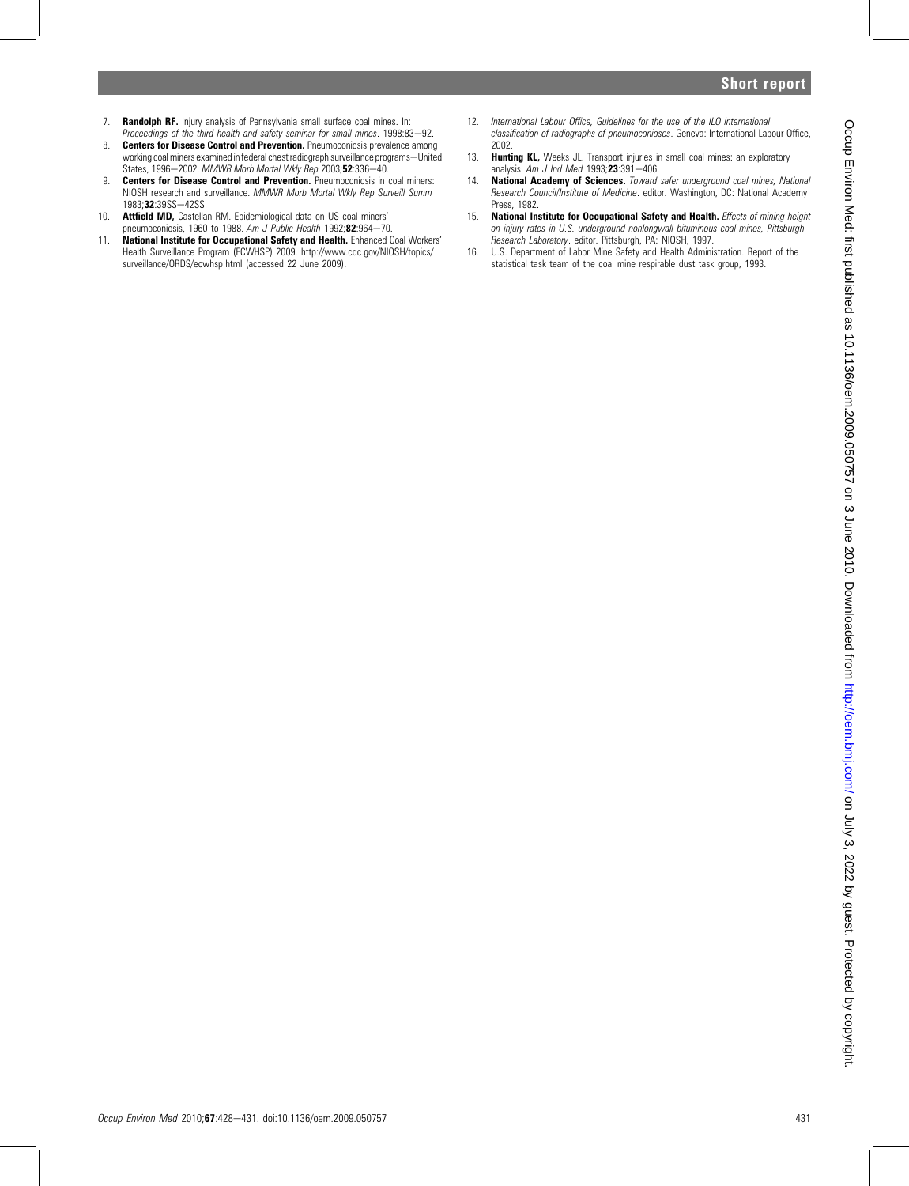7. **Randolph RF.** Injury analysis of Pennsylvania small surface coal mines. In: *Proceedings of the third health and safety seminar for small mines*. 1998:83—92.
8. **Centers for Disease Control and Prevention.** Pneumoconiosis prevalence among working coal miners examined in federal chest radiograph surveillance programs—United States, 1996—2002. *MMWR Morb Mortal Wkly Rep* 2003;**52**:336—40.
9. **Centers for Disease Control and Prevention.** Pneumoconiosis in coal miners: NIOSH research and surveillance. *MMWR Morb Mortal Wkly Rep Surveill Summ* 1983;**32**:39SS—42SS.
10. **Attfield MD,** Castellan RM. Epidemiological data on US coal miners' pneumoconiosis, 1960 to 1988. *Am J Public Health* 1992;**82**:964—70.
11. **National Institute for Occupational Safety and Health.** Enhanced Coal Workers' Health Surveillance Program (ECWHSP) 2009. http://www.cdc.gov/NIOSH/topics/surveillance/ORDS/ecwhsp.html (accessed 22 June 2009).
12. *International Labour Office, Guidelines for the use of the ILO international classification of radiographs of pneumoconioses*. Geneva: International Labour Office, 2002.
13. **Hunting KL,** Weeks JL. Transport injuries in small coal mines: an exploratory analysis. *Am J Ind Med* 1993;**23**:391—406.
14. **National Academy of Sciences.** *Toward safer underground coal mines, National Research Council/Institute of Medicine*. editor. Washington, DC: National Academy Press, 1982.
15. **National Institute for Occupational Safety and Health.** *Effects of mining height on injury rates in U.S. underground nonlongwall bituminous coal mines, Pittsburgh Research Laboratory*. editor. Pittsburgh, PA: NIOSH, 1997.
16. U.S. Department of Labor Mine Safety and Health Administration. Report of the statistical task team of the coal mine respirable dust task group, 1993.